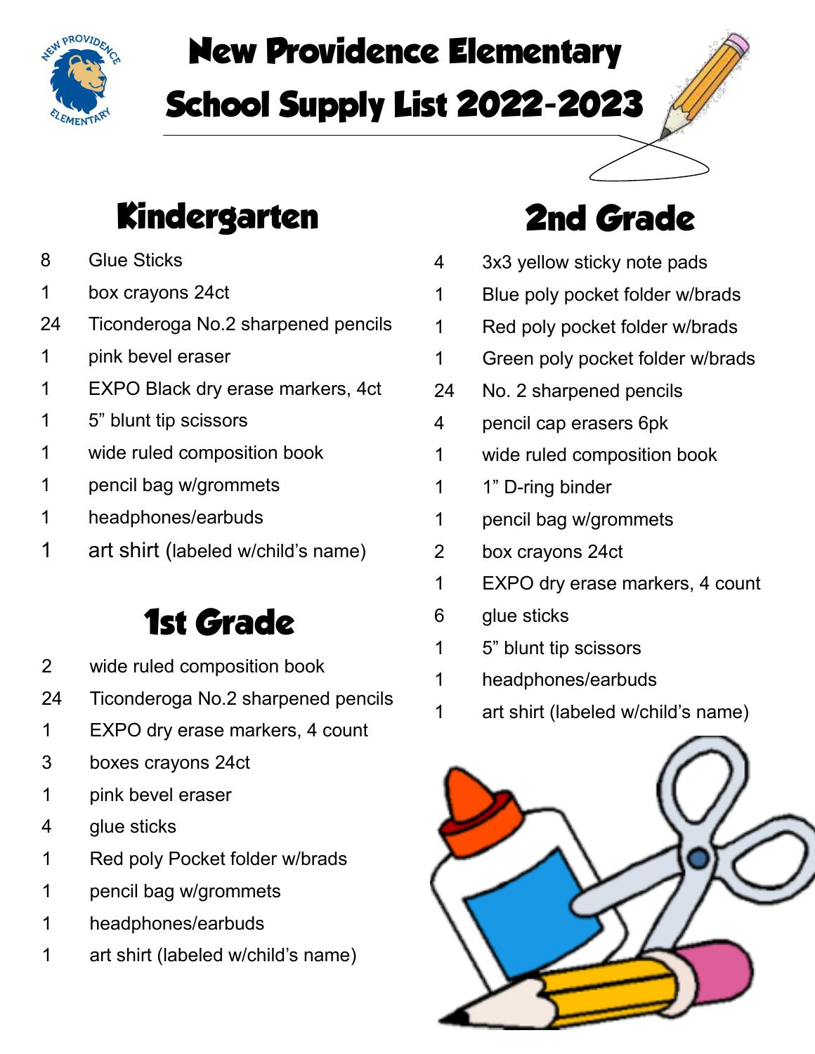# New Providence Elementary School Supply List 2022-2023

## Kindergarten

- 8 Glue Sticks
- 1 box crayons 24ct
- 24 Ticonderoga No.2 sharpened pencils
- 1 pink bevel eraser
- 1 EXPO Black dry erase markers, 4ct
- 1 5" blunt tip scissors
- 1 wide ruled composition book
- 1 pencil bag w/grommets
- 1 headphones/earbuds
- 1 art shirt (labeled w/child's name)

## 1st Grade

- 2 wide ruled composition book
- 24 Ticonderoga No.2 sharpened pencils
- 1 EXPO dry erase markers, 4 count
- 3 boxes crayons 24ct
- 1 pink bevel eraser
- 4 glue sticks
- 1 Red poly Pocket folder w/brads
- 1 pencil bag w/grommets
- 1 headphones/earbuds
- 1 art shirt (labeled w/child's name)

## 2nd Grade

- 4 3x3 yellow sticky note pads
- 1 Blue poly pocket folder w/brads
- 1 Red poly pocket folder w/brads
- 1 Green poly pocket folder w/brads
- 24 No. 2 sharpened pencils
- 4 pencil cap erasers 6pk
- 1 wide ruled composition book
- 1 1" D-ring binder
- 1 pencil bag w/grommets
- 2 box crayons 24ct
- 1 EXPO dry erase markers, 4 count
- 6 glue sticks
- 1 5" blunt tip scissors
- 1 headphones/earbuds
- 1 art shirt (labeled w/child's name)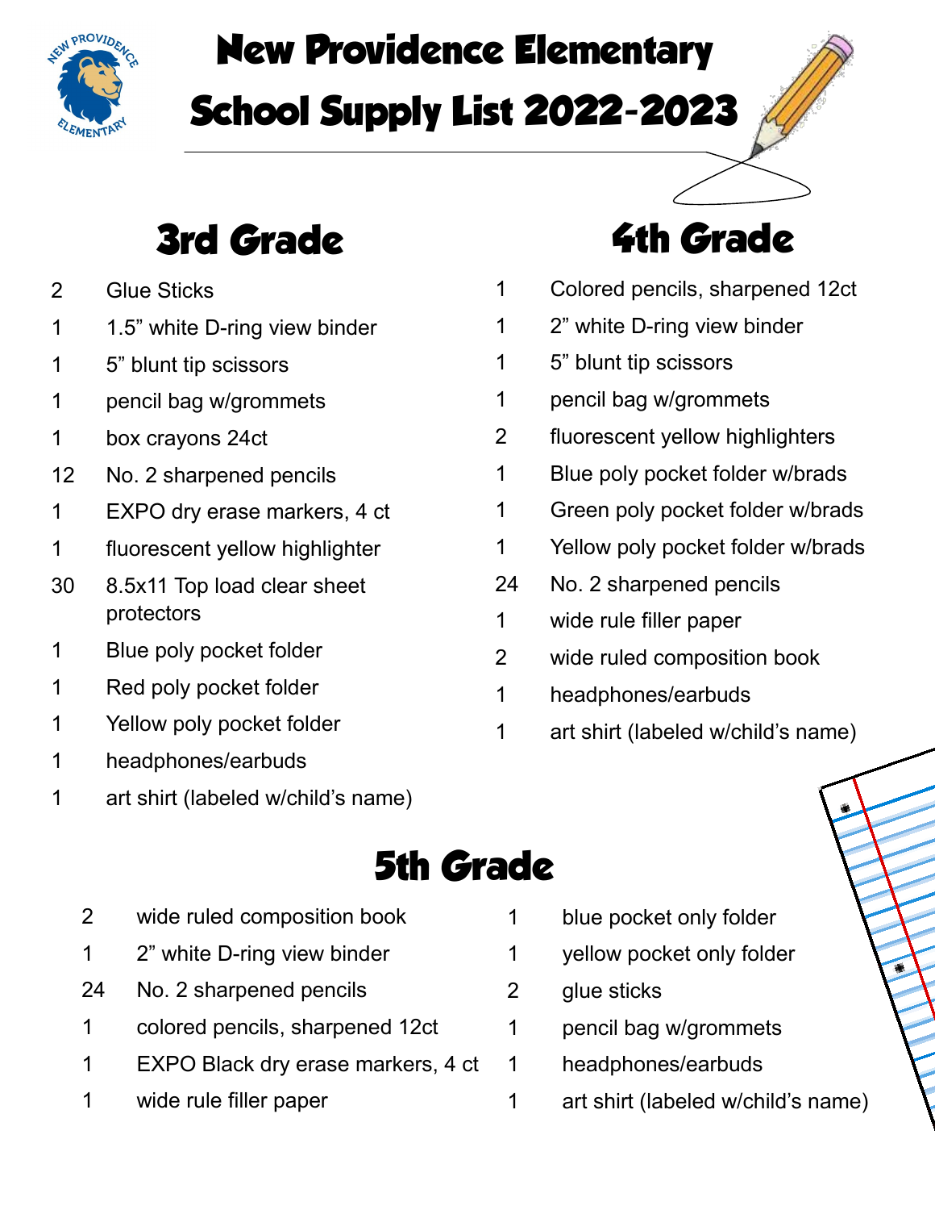# New Providence Elementary School Supply List 2022-2023

## 3rd Grade

- 2 Glue Sticks
- 1 1.5" white D-ring view binder
- 1 5" blunt tip scissors
- 1 pencil bag w/grommets
- 1 box crayons 24ct
- 12 No. 2 sharpened pencils
- 1 EXPO dry erase markers, 4 ct
- 1 fluorescent yellow highlighter
- 30 8.5x11 Top load clear sheet protectors
- 1 Blue poly pocket folder
- 1 Red poly pocket folder
- 1 Yellow poly pocket folder
- 1 headphones/earbuds
- 1 art shirt (labeled w/child's name)

## 4th Grade

- 1 Colored pencils, sharpened 12ct
- 1 2" white D-ring view binder
- 1 5" blunt tip scissors
- 1 pencil bag w/grommets
- 2 fluorescent yellow highlighters
- 1 Blue poly pocket folder w/brads
- 1 Green poly pocket folder w/brads
- 1 Yellow poly pocket folder w/brads
- 24 No. 2 sharpened pencils
- 1 wide rule filler paper
- 2 wide ruled composition book
- 1 headphones/earbuds
- 1 art shirt (labeled w/child's name)

## 5th Grade

- 2 wide ruled composition book
- 1 2" white D-ring view binder
- 24 No. 2 sharpened pencils
- 1 colored pencils, sharpened 12ct
- 1 EXPO Black dry erase markers, 4 ct
- 1 wide rule filler paper
- 1 blue pocket only folder
- 1 yellow pocket only folder
- 2 glue sticks
- 1 pencil bag w/grommets
- 1 headphones/earbuds
- 1 art shirt (labeled w/child's name)